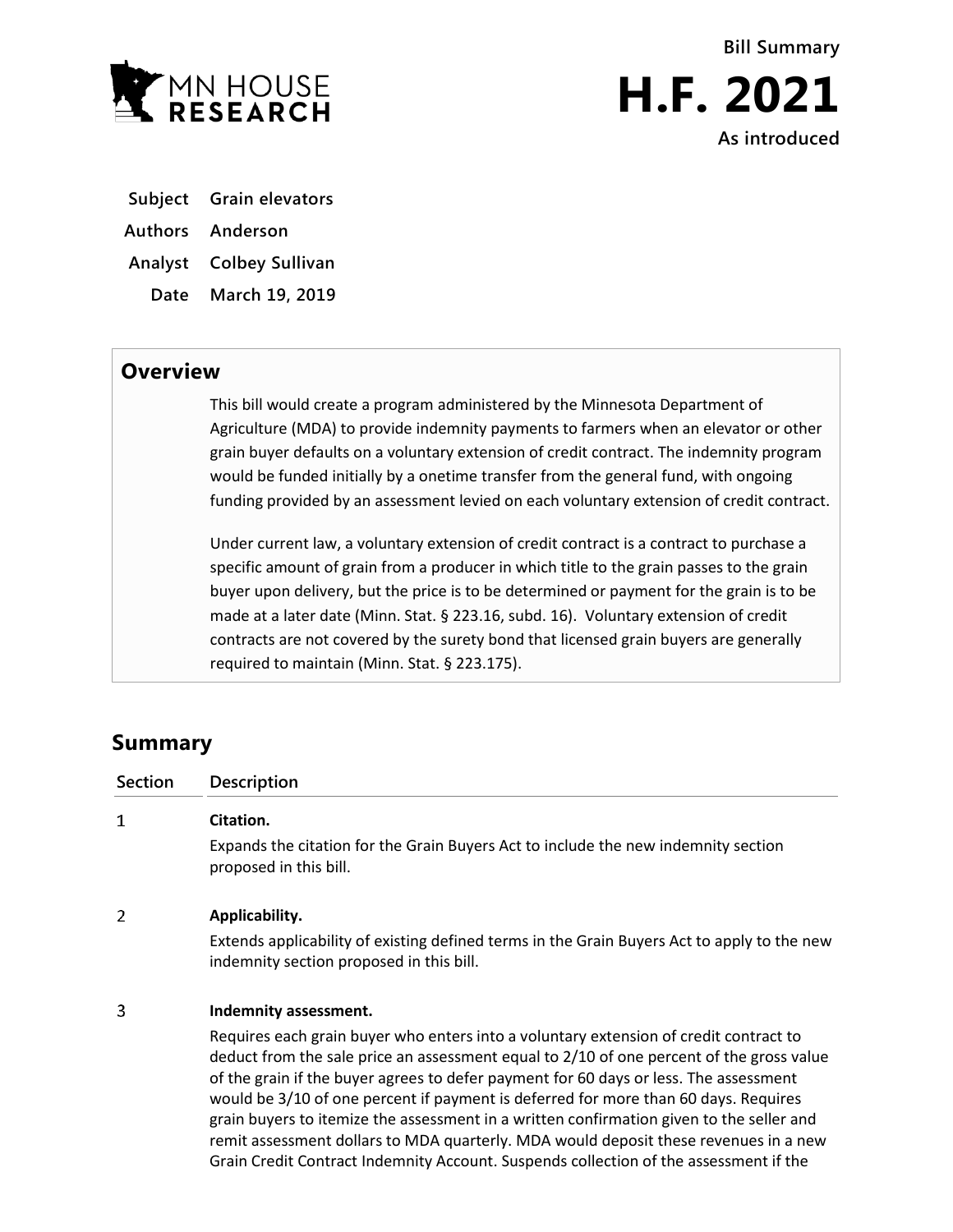MN HOUSE RESEARCH

Bill Summary

# H.F. 2021

As introduced

| | |
|---|---|
| **Subject** | **Grain elevators** |
| **Authors** | **Anderson** |
| **Analyst** | **Colbey Sullivan** |
| **Date** | **March 19, 2019** |

## Overview

This bill would create a program administered by the Minnesota Department of Agriculture (MDA) to provide indemnity payments to farmers when an elevator or other grain buyer defaults on a voluntary extension of credit contract. The indemnity program would be funded initially by a onetime transfer from the general fund, with ongoing funding provided by an assessment levied on each voluntary extension of credit contract.

Under current law, a voluntary extension of credit contract is a contract to purchase a specific amount of grain from a producer in which title to the grain passes to the grain buyer upon delivery, but the price is to be determined or payment for the grain is to be made at a later date (Minn. Stat. § 223.16, subd. 16). Voluntary extension of credit contracts are not covered by the surety bond that licensed grain buyers are generally required to maintain (Minn. Stat. § 223.175).

## Summary

| Section | Description |
|---|---|
| 1 | **Citation.** Expands the citation for the Grain Buyers Act to include the new indemnity section proposed in this bill. |
| 2 | **Applicability.** Extends applicability of existing defined terms in the Grain Buyers Act to apply to the new indemnity section proposed in this bill. |
| 3 | **Indemnity assessment.** Requires each grain buyer who enters into a voluntary extension of credit contract to deduct from the sale price an assessment equal to 2/10 of one percent of the gross value of the grain if the buyer agrees to defer payment for 60 days or less. The assessment would be 3/10 of one percent if payment is deferred for more than 60 days. Requires grain buyers to itemize the assessment in a written confirmation given to the seller and remit assessment dollars to MDA quarterly. MDA would deposit these revenues in a new Grain Credit Contract Indemnity Account. Suspends collection of the assessment if the |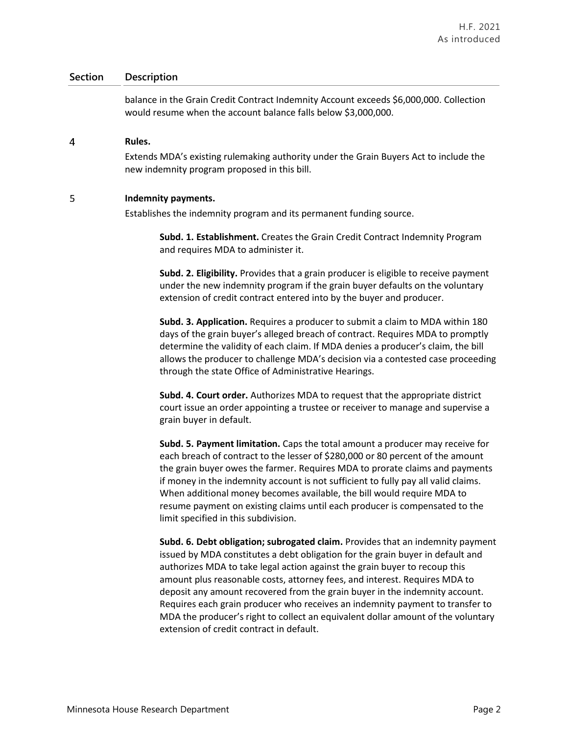| Section | Description |
|---|---|
| | balance in the Grain Credit Contract Indemnity Account exceeds $6,000,000. Collection would resume when the account balance falls below $3,000,000. |
| 4 | **Rules.**<br>Extends MDA's existing rulemaking authority under the Grain Buyers Act to include the new indemnity program proposed in this bill. |
| 5 | **Indemnity payments.**<br>Establishes the indemnity program and its permanent funding source.<br><br>**Subd. 1. Establishment.** Creates the Grain Credit Contract Indemnity Program and requires MDA to administer it.<br><br>**Subd. 2. Eligibility.** Provides that a grain producer is eligible to receive payment under the new indemnity program if the grain buyer defaults on the voluntary extension of credit contract entered into by the buyer and producer.<br><br>**Subd. 3. Application.** Requires a producer to submit a claim to MDA within 180 days of the grain buyer's alleged breach of contract. Requires MDA to promptly determine the validity of each claim. If MDA denies a producer's claim, the bill allows the producer to challenge MDA's decision via a contested case proceeding through the state Office of Administrative Hearings.<br><br>**Subd. 4. Court order.** Authorizes MDA to request that the appropriate district court issue an order appointing a trustee or receiver to manage and supervise a grain buyer in default.<br><br>**Subd. 5. Payment limitation.** Caps the total amount a producer may receive for each breach of contract to the lesser of $280,000 or 80 percent of the amount the grain buyer owes the farmer. Requires MDA to prorate claims and payments if money in the indemnity account is not sufficient to fully pay all valid claims. When additional money becomes available, the bill would require MDA to resume payment on existing claims until each producer is compensated to the limit specified in this subdivision.<br><br>**Subd. 6. Debt obligation; subrogated claim.** Provides that an indemnity payment issued by MDA constitutes a debt obligation for the grain buyer in default and authorizes MDA to take legal action against the grain buyer to recoup this amount plus reasonable costs, attorney fees, and interest. Requires MDA to deposit any amount recovered from the grain buyer in the indemnity account. Requires each grain producer who receives an indemnity payment to transfer to MDA the producer's right to collect an equivalent dollar amount of the voluntary extension of credit contract in default. |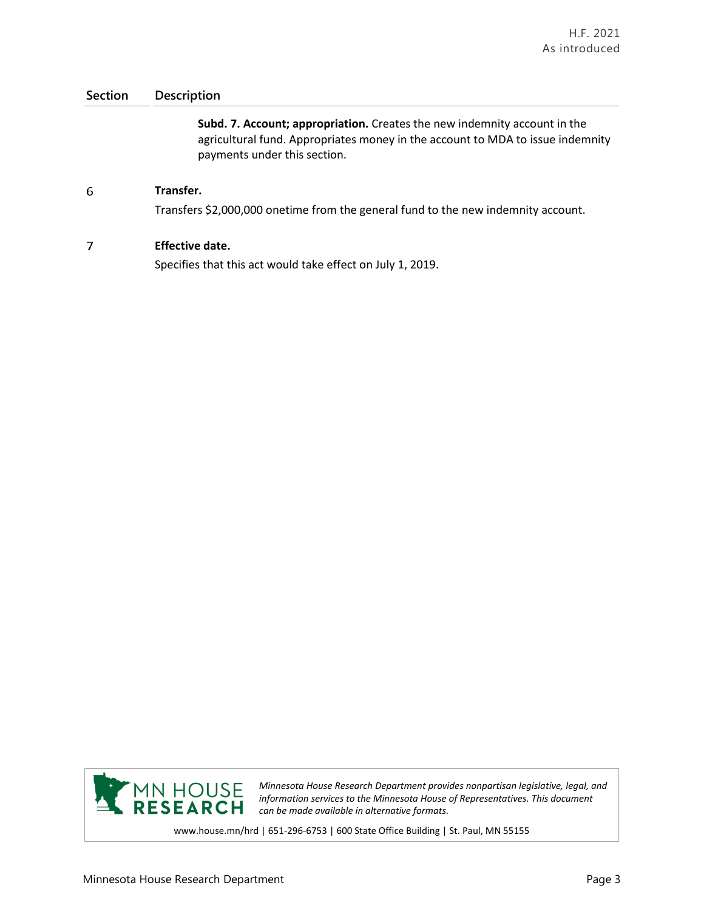| Section | Description |
|---|---|
| | **Subd. 7. Account; appropriation.** Creates the new indemnity account in the agricultural fund. Appropriates money in the account to MDA to issue indemnity payments under this section. |
| 6 | **Transfer.**<br>Transfers $2,000,000 onetime from the general fund to the new indemnity account. |
| 7 | **Effective date.**<br>Specifies that this act would take effect on July 1, 2019. |

MN HOUSE RESEARCH

*Minnesota House Research Department provides nonpartisan legislative, legal, and information services to the Minnesota House of Representatives. This document can be made available in alternative formats.*

www.house.mn/hrd | 651-296-6753 | 600 State Office Building | St. Paul, MN 55155